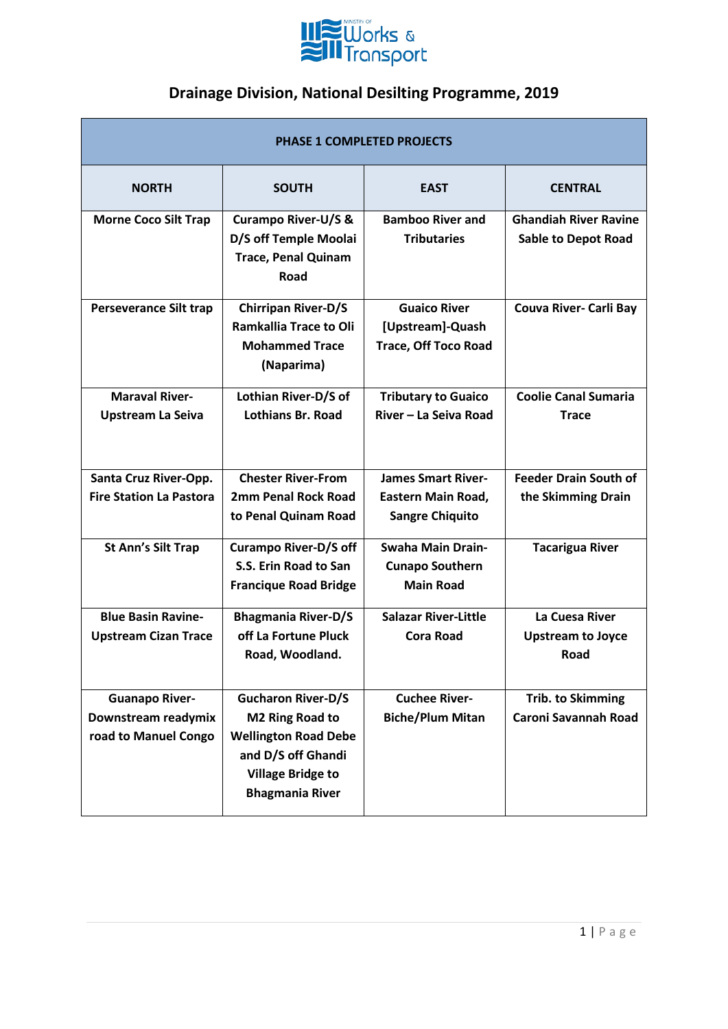MINISTRY OF Works & Transport

# Drainage Division, National Desilting Programme, 2019

| PHASE 1 COMPLETED PROJECTS | | | |
|---|---|---|---|
| **NORTH** | **SOUTH** | **EAST** | **CENTRAL** |
| **Morne Coco Silt Trap** | **Curampo River-U/S & D/S off Temple Moolai Trace, Penal Quinam Road** | **Bamboo River and Tributaries** | **Ghandiah River Ravine Sable to Depot Road** |
| **Perseverance Silt trap** | **Chirripan River-D/S Ramkallia Trace to Oli Mohammed Trace (Naparima)** | **Guaico River [Upstream]-Quash Trace, Off Toco Road** | **Couva River- Carli Bay** |
| **Maraval River-Upstream La Seiva** | **Lothian River-D/S of Lothians Br. Road** | **Tributary to Guaico River – La Seiva Road** | **Coolie Canal Sumaria Trace** |
| **Santa Cruz River-Opp. Fire Station La Pastora** | **Chester River-From 2mm Penal Rock Road to Penal Quinam Road** | **James Smart River-Eastern Main Road, Sangre Chiquito** | **Feeder Drain South of the Skimming Drain** |
| **St Ann's Silt Trap** | **Curampo River-D/S off S.S. Erin Road to San Francique Road Bridge** | **Swaha Main Drain-Cunapo Southern Main Road** | **Tacarigua River** |
| **Blue Basin Ravine-Upstream Cizan Trace** | **Bhagmania River-D/S off La Fortune Pluck Road, Woodland.** | **Salazar River-Little Cora Road** | **La Cuesa River Upstream to Joyce Road** |
| **Guanapo River-Downstream readymix road to Manuel Congo** | **Gucharon River-D/S M2 Ring Road to Wellington Road Debe and D/S off Ghandi Village Bridge to Bhagmania River** | **Cuchee River-Biche/Plum Mitan** | **Trib. to Skimming Caroni Savannah Road** |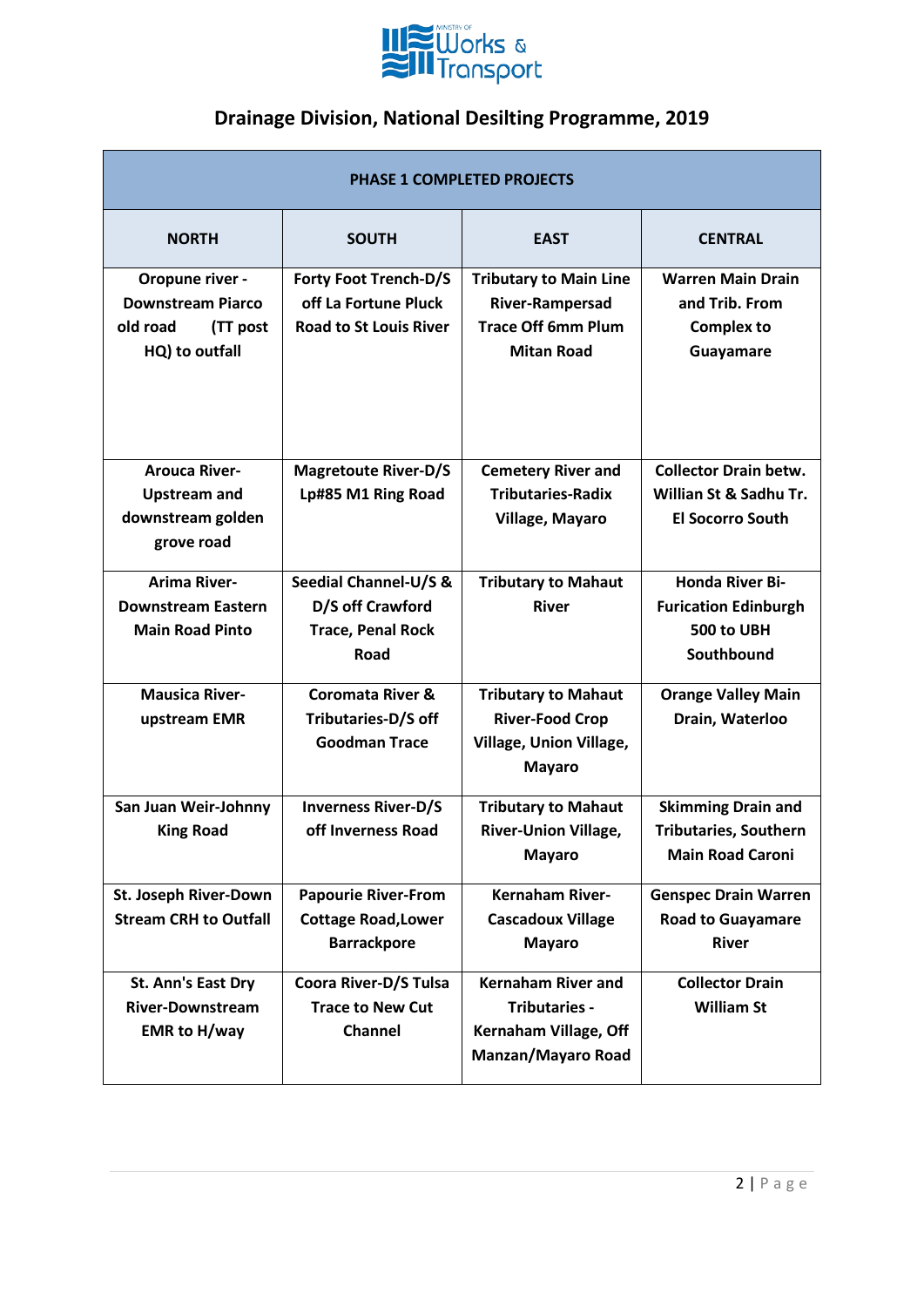# Drainage Division, National Desilting Programme, 2019

| PHASE 1 COMPLETED PROJECTS | | | |
|---|---|---|---|
| **NORTH** | **SOUTH** | **EAST** | **CENTRAL** |
| Oropune river - Downstream Piarco old road (TT post HQ) to outfall | Forty Foot Trench-D/S off La Fortune Pluck Road to St Louis River | Tributary to Main Line River-Rampersad Trace Off 6mm Plum Mitan Road | Warren Main Drain and Trib. From Complex to Guayamare |
| Arouca River-Upstream and downstream golden grove road | Magretoute River-D/S Lp#85 M1 Ring Road | Cemetery River and Tributaries-Radix Village, Mayaro | Collector Drain betw. Willian St & Sadhu Tr. El Socorro South |
| Arima River-Downstream Eastern Main Road Pinto | Seedial Channel-U/S & D/S off Crawford Trace, Penal Rock Road | Tributary to Mahaut River | Honda River Bi-Furication Edinburgh 500 to UBH Southbound |
| Mausica River-upstream EMR | Coromata River & Tributaries-D/S off Goodman Trace | Tributary to Mahaut River-Food Crop Village, Union Village, Mayaro | Orange Valley Main Drain, Waterloo |
| San Juan Weir-Johnny King Road | Inverness River-D/S off Inverness Road | Tributary to Mahaut River-Union Village, Mayaro | Skimming Drain and Tributaries, Southern Main Road Caroni |
| St. Joseph River-Down Stream CRH to Outfall | Papourie River-From Cottage Road,Lower Barrackpore | Kernaham River-Cascadoux Village Mayaro | Genspec Drain Warren Road to Guayamare River |
| St. Ann's East Dry River-Downstream EMR to H/way | Coora River-D/S Tulsa Trace to New Cut Channel | Kernaham River and Tributaries - Kernaham Village, Off Manzan/Mayaro Road | Collector Drain William St |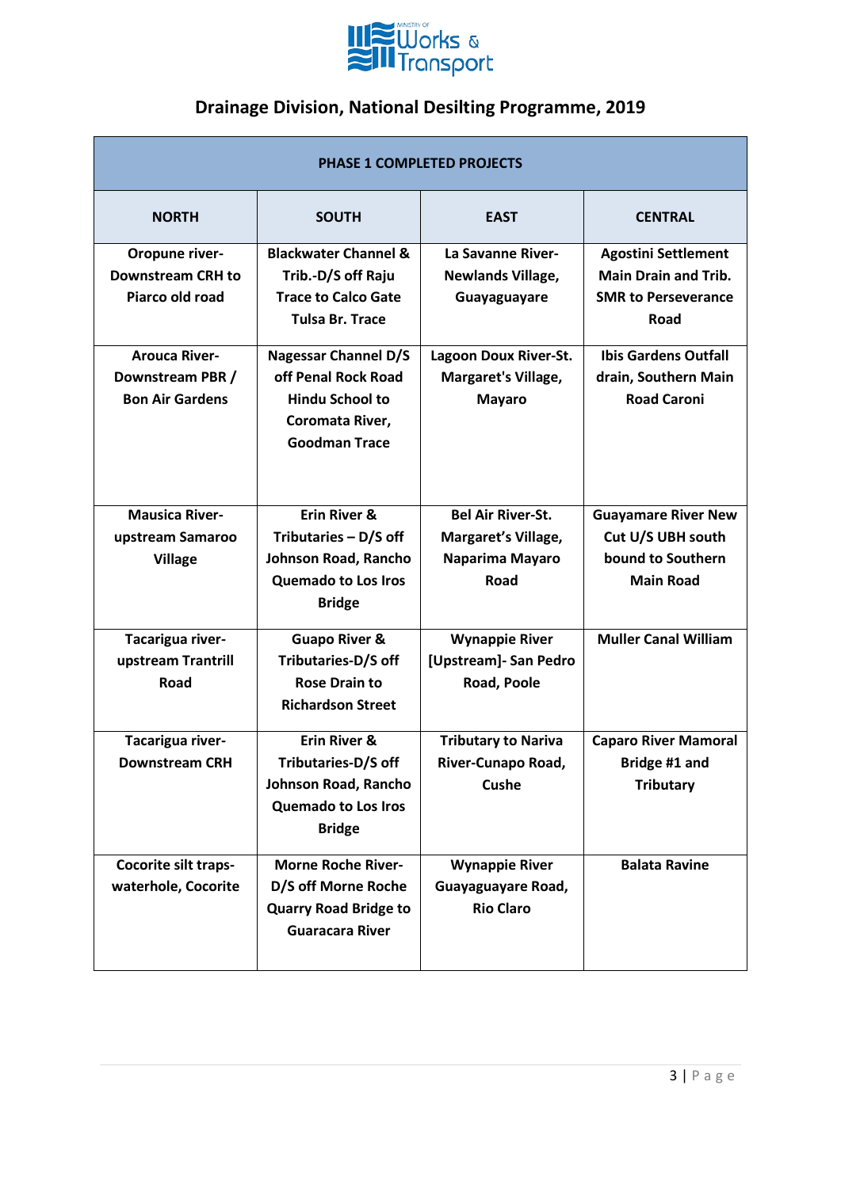## Drainage Division, National Desilting Programme, 2019

| PHASE 1 COMPLETED PROJECTS | | | |
|---|---|---|---|
| **NORTH** | **SOUTH** | **EAST** | **CENTRAL** |
| **Oropune river-Downstream CRH to Piarco old road** | **Blackwater Channel & Trib.-D/S off Raju Trace to Calco Gate Tulsa Br. Trace** | **La Savanne River-Newlands Village, Guayaguayare** | **Agostini Settlement Main Drain and Trib. SMR to Perseverance Road** |
| **Arouca River-Downstream PBR / Bon Air Gardens** | **Nagessar Channel D/S off Penal Rock Road Hindu School to Coromata River, Goodman Trace** | **Lagoon Doux River-St. Margaret's Village, Mayaro** | **Ibis Gardens Outfall drain, Southern Main Road Caroni** |
| **Mausica River-upstream Samaroo Village** | **Erin River & Tributaries – D/S off Johnson Road, Rancho Quemado to Los Iros Bridge** | **Bel Air River-St. Margaret's Village, Naparima Mayaro Road** | **Guayamare River New Cut U/S UBH south bound to Southern Main Road** |
| **Tacarigua river-upstream Trantrill Road** | **Guapo River & Tributaries-D/S off Rose Drain to Richardson Street** | **Wynappie River [Upstream]- San Pedro Road, Poole** | **Muller Canal William** |
| **Tacarigua river-Downstream CRH** | **Erin River & Tributaries-D/S off Johnson Road, Rancho Quemado to Los Iros Bridge** | **Tributary to Nariva River-Cunapo Road, Cushe** | **Caparo River Mamoral Bridge #1 and Tributary** |
| **Cocorite silt traps-waterhole, Cocorite** | **Morne Roche River-D/S off Morne Roche Quarry Road Bridge to Guaracara River** | **Wynappie River Guayaguayare Road, Rio Claro** | **Balata Ravine** |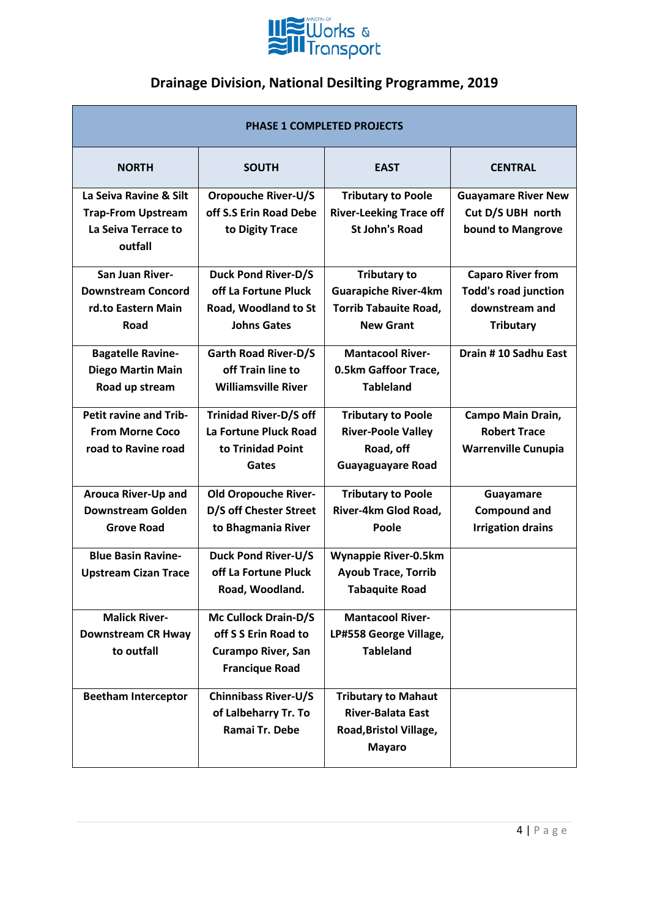## Drainage Division, National Desilting Programme, 2019

| PHASE 1 COMPLETED PROJECTS | | | |
|---|---|---|---|
| **NORTH** | **SOUTH** | **EAST** | **CENTRAL** |
| La Seiva Ravine & Silt Trap-From Upstream La Seiva Terrace to outfall | Oropouche River-U/S off S.S Erin Road Debe to Digity Trace | Tributary to Poole River-Leeking Trace off St John's Road | Guayamare River New Cut D/S UBH north bound to Mangrove |
| San Juan River-Downstream Concord rd.to Eastern Main Road | Duck Pond River-D/S off La Fortune Pluck Road, Woodland to St Johns Gates | Tributary to Guarapiche River-4km Torrib Tabauite Road, New Grant | Caparo River from Todd's road junction downstream and Tributary |
| Bagatelle Ravine-Diego Martin Main Road up stream | Garth Road River-D/S off Train line to Williamsville River | Mantacool River-0.5km Gaffoor Trace, Tableland | Drain # 10 Sadhu East |
| Petit ravine and Trib-From Morne Coco road to Ravine road | Trinidad River-D/S off La Fortune Pluck Road to Trinidad Point Gates | Tributary to Poole River-Poole Valley Road, off Guayaguayare Road | Campo Main Drain, Robert Trace Warrenville Cunupia |
| Arouca River-Up and Downstream Golden Grove Road | Old Oropouche River-D/S off Chester Street to Bhagmania River | Tributary to Poole River-4km Glod Road, Poole | Guayamare Compound and Irrigation drains |
| Blue Basin Ravine-Upstream Cizan Trace | Duck Pond River-U/S off La Fortune Pluck Road, Woodland. | Wynappie River-0.5km Ayoub Trace, Torrib Tabaquite Road | |
| Malick River-Downstream CR Hway to outfall | Mc Cullock Drain-D/S off S S Erin Road to Curampo River, San Francique Road | Mantacool River-LP#558 George Village, Tableland | |
| Beetham Interceptor | Chinnibass River-U/S of Lalbeharry Tr. To Ramai Tr. Debe | Tributary to Mahaut River-Balata East Road,Bristol Village, Mayaro | |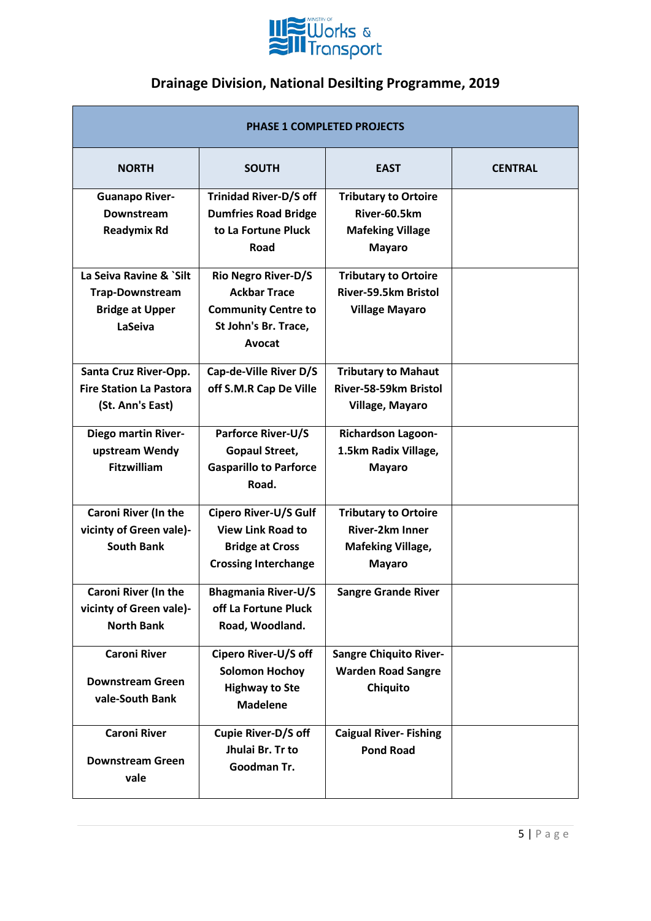## Drainage Division, National Desilting Programme, 2019

| PHASE 1 COMPLETED PROJECTS | | | |
|---|---|---|---|
| **NORTH** | **SOUTH** | **EAST** | **CENTRAL** |
| **Guanapo River-Downstream Readymix Rd** | **Trinidad River-D/S off Dumfries Road Bridge to La Fortune Pluck Road** | **Tributary to Ortoire River-60.5km Mafeking Village Mayaro** | |
| **La Seiva Ravine & `Silt Trap-Downstream Bridge at Upper LaSeiva** | **Rio Negro River-D/S Ackbar Trace Community Centre to St John's Br. Trace, Avocat** | **Tributary to Ortoire River-59.5km Bristol Village Mayaro** | |
| **Santa Cruz River-Opp. Fire Station La Pastora (St. Ann's East)** | **Cap-de-Ville River D/S off S.M.R Cap De Ville** | **Tributary to Mahaut River-58-59km Bristol Village, Mayaro** | |
| **Diego martin River-upstream Wendy Fitzwilliam** | **Parforce River-U/S Gopaul Street, Gasparillo to Parforce Road.** | **Richardson Lagoon-1.5km Radix Village, Mayaro** | |
| **Caroni River (In the vicinity of Green vale)-South Bank** | **Cipero River-U/S Gulf View Link Road to Bridge at Cross Crossing Interchange** | **Tributary to Ortoire River-2km Inner Mafeking Village, Mayaro** | |
| **Caroni River (In the vicinity of Green vale)-North Bank** | **Bhagmania River-U/S off La Fortune Pluck Road, Woodland.** | **Sangre Grande River** | |
| **Caroni River Downstream Green vale-South Bank** | **Cipero River-U/S off Solomon Hochoy Highway to Ste Madelene** | **Sangre Chiquito River-Warden Road Sangre Chiquito** | |
| **Caroni River Downstream Green vale** | **Cupie River-D/S off Jhulai Br. Tr to Goodman Tr.** | **Caigual River- Fishing Pond Road** | |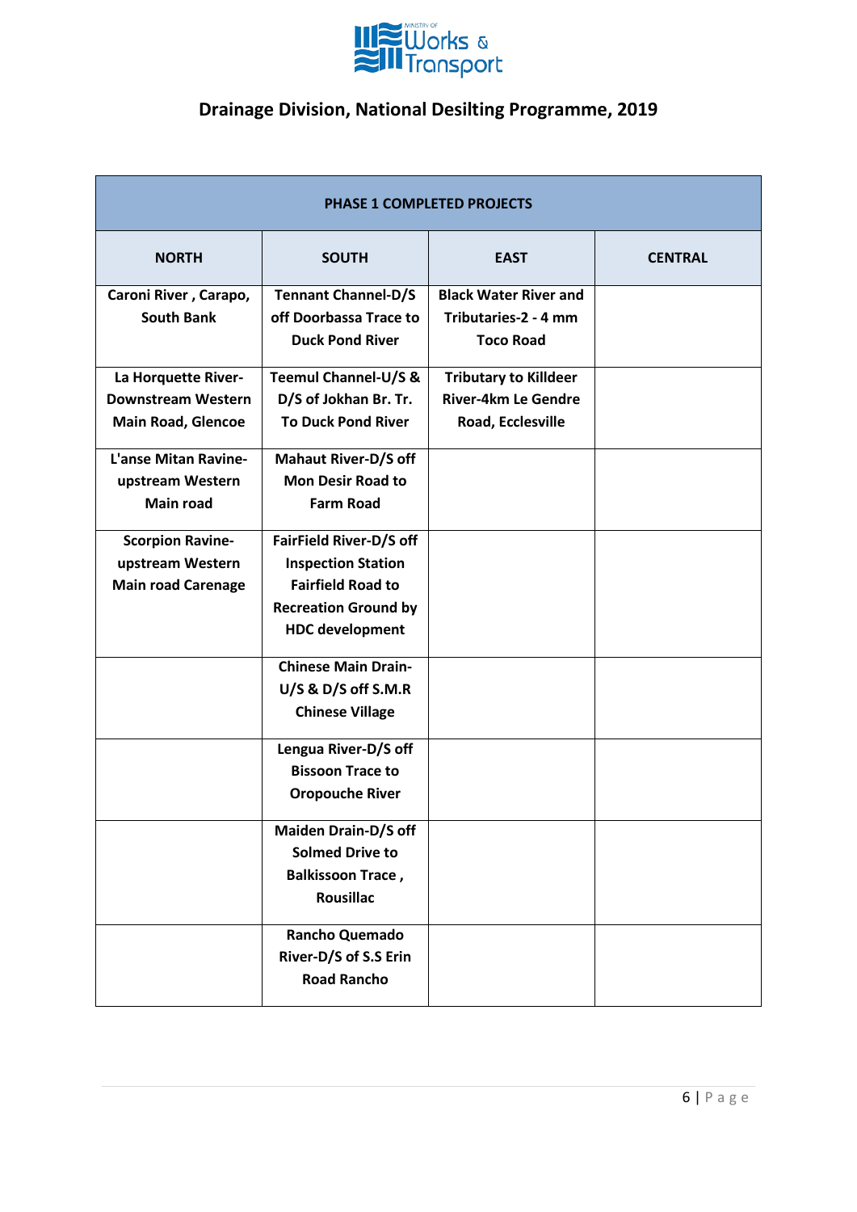## Drainage Division, National Desilting Programme, 2019

| PHASE 1 COMPLETED PROJECTS | | | |
|---|---|---|---|
| **NORTH** | **SOUTH** | **EAST** | **CENTRAL** |
| **Caroni River , Carapo, South Bank** | **Tennant Channel-D/S off Doorbassa Trace to Duck Pond River** | **Black Water River and Tributaries-2 - 4 mm Toco Road** | |
| **La Horquette River-Downstream Western Main Road, Glencoe** | **Teemul Channel-U/S & D/S of Jokhan Br. Tr. To Duck Pond River** | **Tributary to Killdeer River-4km Le Gendre Road, Ecclesville** | |
| **L'anse Mitan Ravine-upstream Western Main road** | **Mahaut River-D/S off Mon Desir Road to Farm Road** | | |
| **Scorpion Ravine-upstream Western Main road Carenage** | **FairField River-D/S off Inspection Station Fairfield Road to Recreation Ground by HDC development** | | |
| | **Chinese Main Drain-U/S & D/S off S.M.R Chinese Village** | | |
| | **Lengua River-D/S off Bissoon Trace to Oropouche River** | | |
| | **Maiden Drain-D/S off Solmed Drive to Balkissoon Trace , Rousillac** | | |
| | **Rancho Quemado River-D/S of S.S Erin Road Rancho** | | |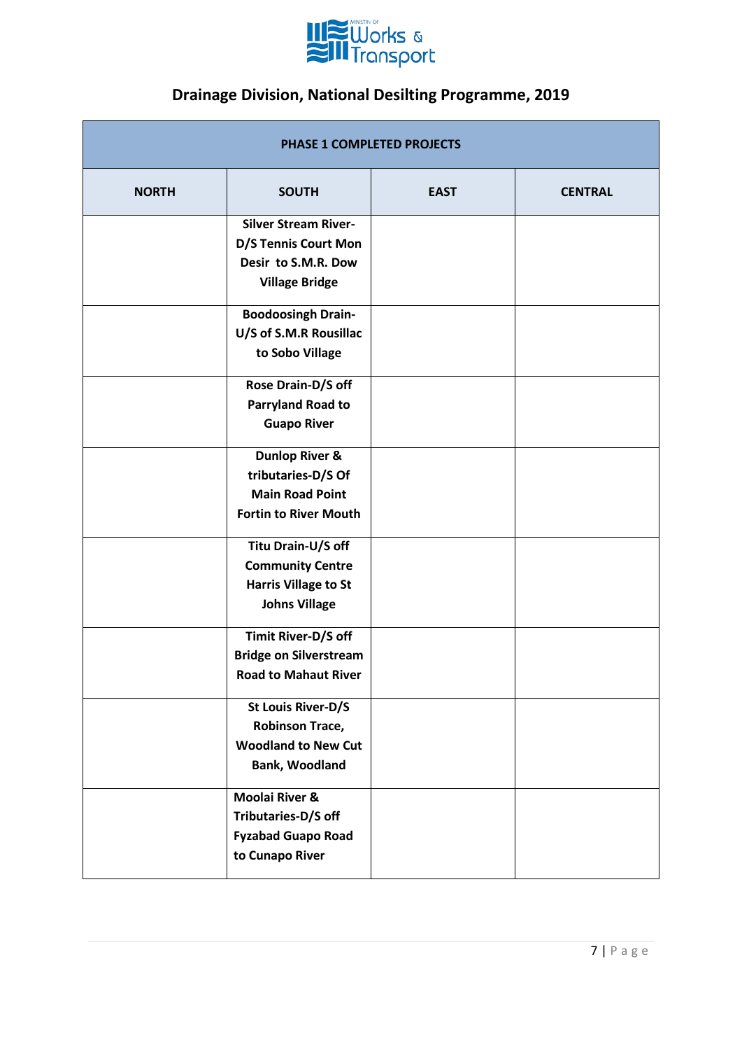# Drainage Division, National Desilting Programme, 2019

| PHASE 1 COMPLETED PROJECTS | | | |
|---|---|---|---|
| **NORTH** | **SOUTH** | **EAST** | **CENTRAL** |
| | **Silver Stream River-D/S Tennis Court Mon Desir to S.M.R. Dow Village Bridge** | | |
| | **Boodoosingh Drain-U/S of S.M.R Rousillac to Sobo Village** | | |
| | **Rose Drain-D/S off Parryland Road to Guapo River** | | |
| | **Dunlop River & tributaries-D/S Of Main Road Point Fortin to River Mouth** | | |
| | **Titu Drain-U/S off Community Centre Harris Village to St Johns Village** | | |
| | **Timit River-D/S off Bridge on Silverstream Road to Mahaut River** | | |
| | **St Louis River-D/S Robinson Trace, Woodland to New Cut Bank, Woodland** | | |
| | **Moolai River & Tributaries-D/S off Fyzabad Guapo Road to Cunapo River** | | |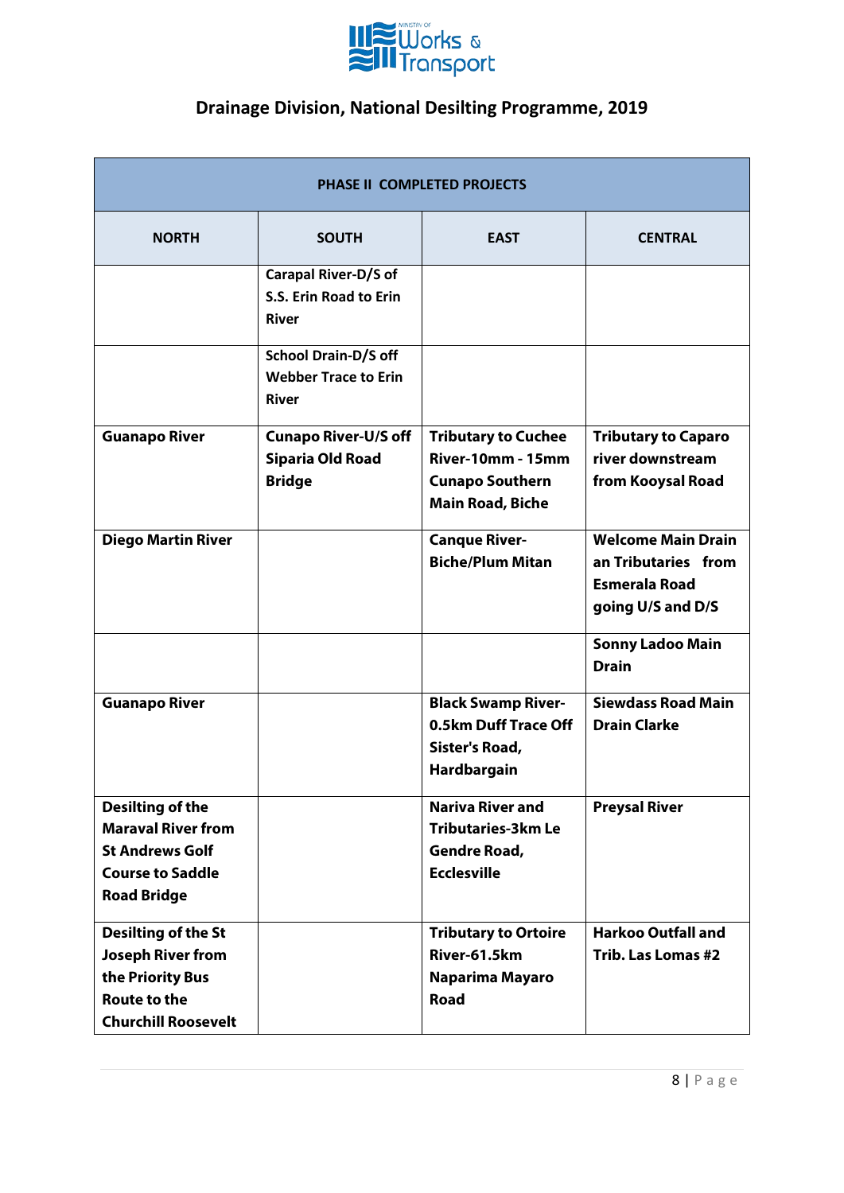## Drainage Division, National Desilting Programme, 2019

| PHASE II COMPLETED PROJECTS | | | |
|---|---|---|---|
| **NORTH** | **SOUTH** | **EAST** | **CENTRAL** |
| | **Carapal River-D/S of S.S. Erin Road to Erin River** | | |
| | **School Drain-D/S off Webber Trace to Erin River** | | |
| **Guanapo River** | **Cunapo River-U/S off Siparia Old Road Bridge** | **Tributary to Cuchee River-10mm - 15mm Cunapo Southern Main Road, Biche** | **Tributary to Caparo river downstream from Kooysal Road** |
| **Diego Martin River** | | **Canque River-Biche/Plum Mitan** | **Welcome Main Drain an Tributaries from Esmerala Road going U/S and D/S** |
| | | | **Sonny Ladoo Main Drain** |
| **Guanapo River** | | **Black Swamp River-0.5km Duff Trace Off Sister's Road, Hardbargain** | **Siewdass Road Main Drain Clarke** |
| **Desilting of the Maraval River from St Andrews Golf Course to Saddle Road Bridge** | | **Nariva River and Tributaries-3km Le Gendre Road, Ecclesville** | **Preysal River** |
| **Desilting of the St Joseph River from the Priority Bus Route to the Churchill Roosevelt** | | **Tributary to Ortoire River-61.5km Naparima Mayaro Road** | **Harkoo Outfall and Trib. Las Lomas #2** |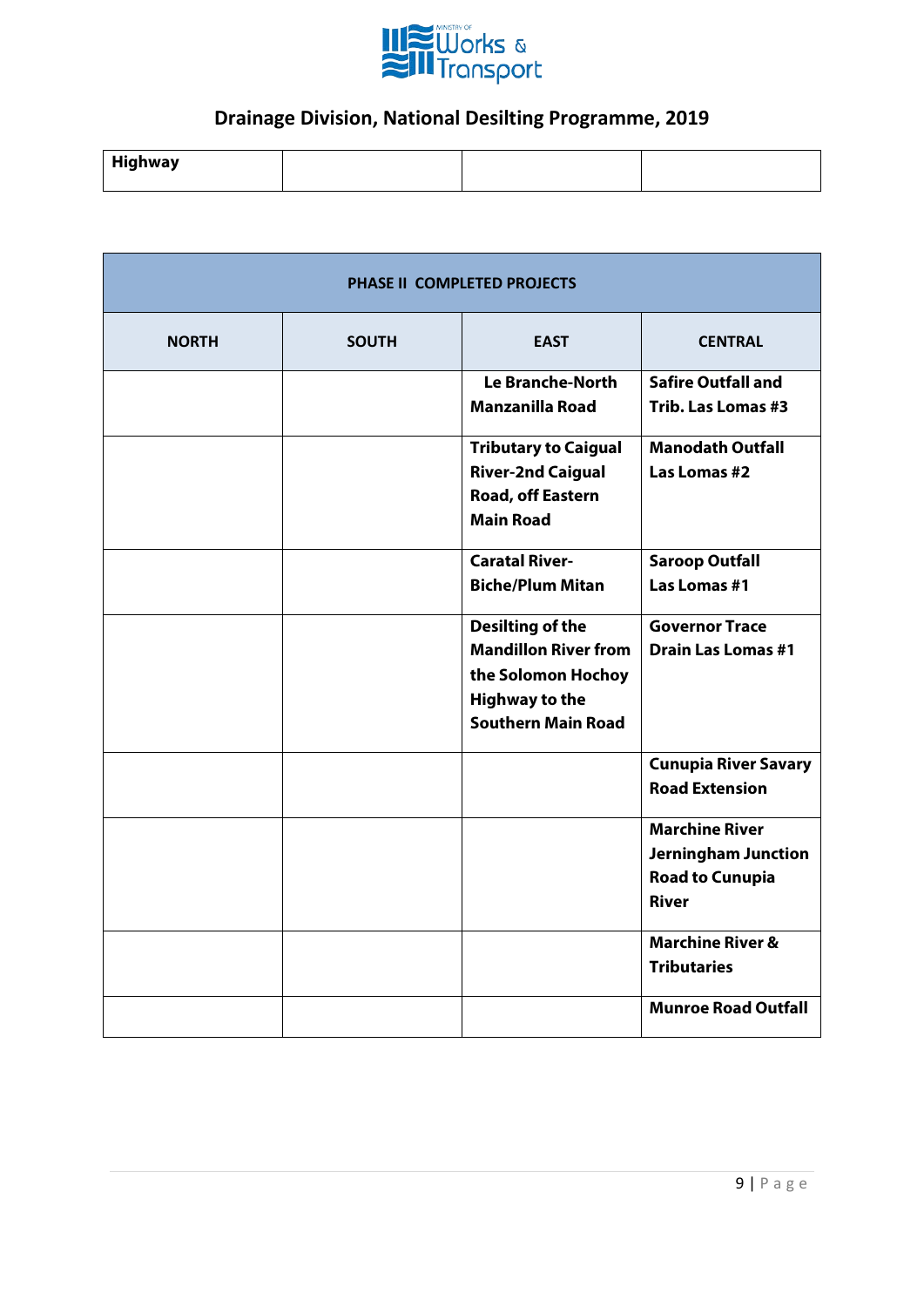| **Highway** | | | |
|---|---|---|---|

| **PHASE II COMPLETED PROJECTS** | | | |
|---|---|---|---|
| **NORTH** | **SOUTH** | **EAST** | **CENTRAL** |
| | | **Le Branche-North Manzanilla Road** | **Safire Outfall and Trib. Las Lomas #3** |
| | | **Tributary to Caigual River-2nd Caigual Road, off Eastern Main Road** | **Manodath Outfall Las Lomas #2** |
| | | **Caratal River-Biche/Plum Mitan** | **Saroop Outfall Las Lomas #1** |
| | | **Desilting of the Mandillon River from the Solomon Hochoy Highway to the Southern Main Road** | **Governor Trace Drain Las Lomas #1** |
| | | | **Cunupia River Savary Road Extension** |
| | | | **Marchine River Jerningham Junction Road to Cunupia River** |
| | | | **Marchine River & Tributaries** |
| | | | **Munroe Road Outfall** |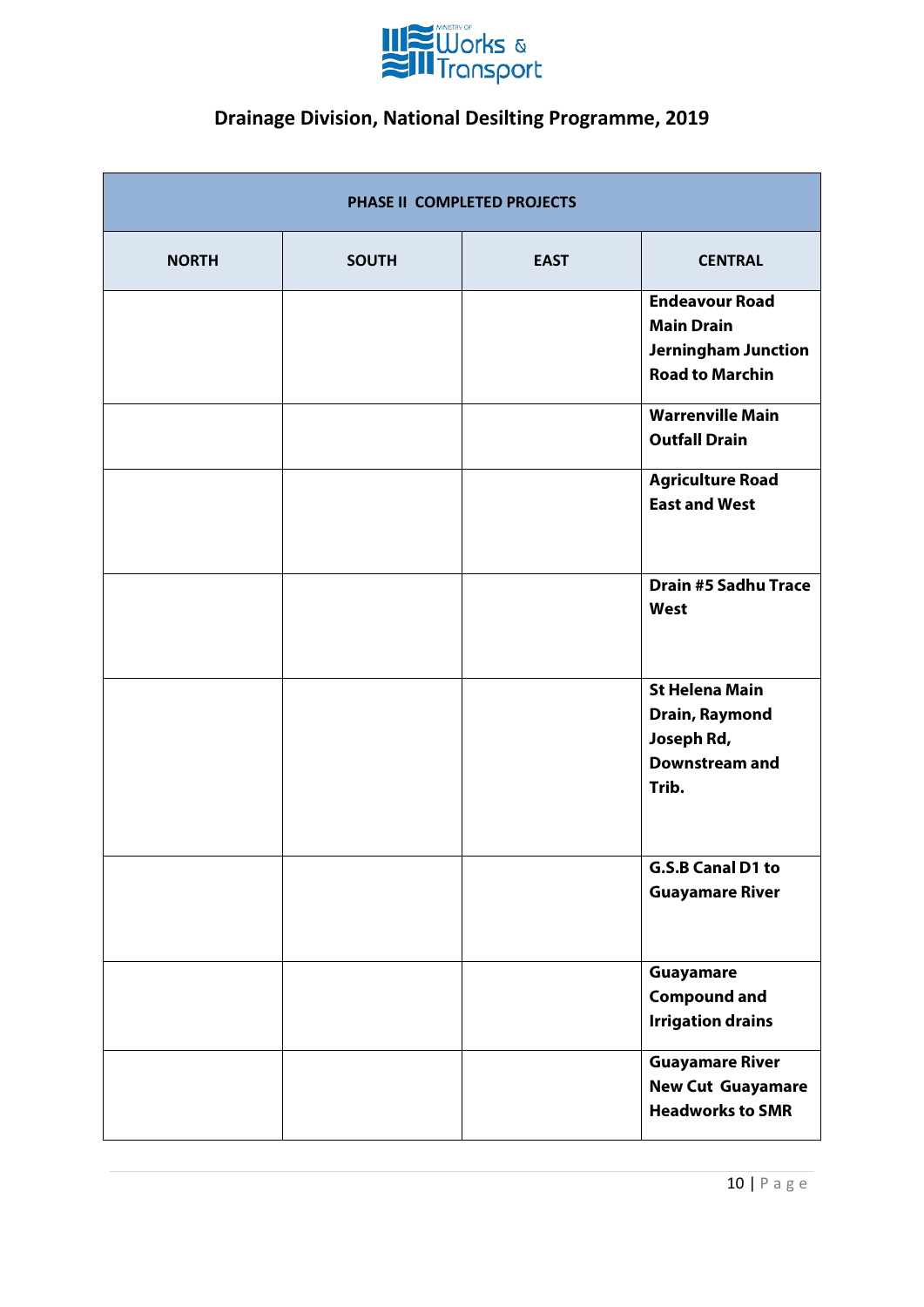## Drainage Division, National Desilting Programme, 2019

| PHASE II COMPLETED PROJECTS | | | |
|---|---|---|---|
| **NORTH** | **SOUTH** | **EAST** | **CENTRAL** |
| | | | **Endeavour Road Main Drain Jerningham Junction Road to Marchin** |
| | | | **Warrenville Main Outfall Drain** |
| | | | **Agriculture Road East and West** |
| | | | **Drain #5 Sadhu Trace West** |
| | | | **St Helena Main Drain, Raymond Joseph Rd, Downstream and Trib.** |
| | | | **G.S.B Canal D1 to Guayamare River** |
| | | | **Guayamare Compound and Irrigation drains** |
| | | | **Guayamare River New Cut Guayamare Headworks to SMR** |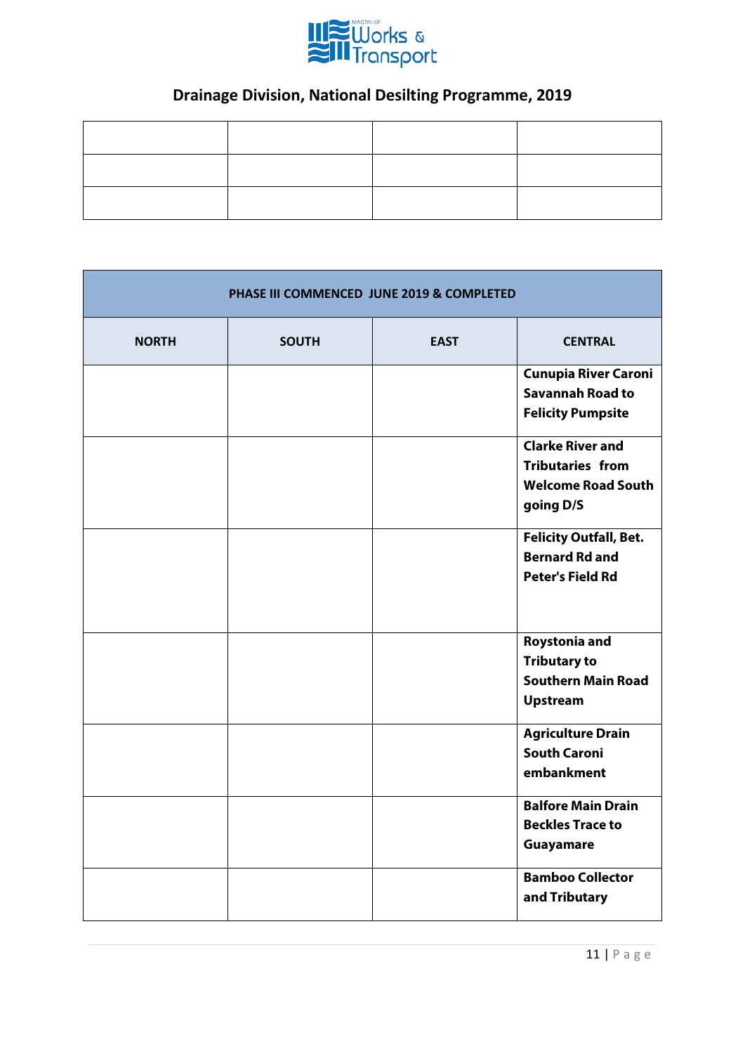## Drainage Division, National Desilting Programme, 2019

| | | | |
|---|---|---|---|
| | | | |
| | | | |
| | | | |

| PHASE III COMMENCED JUNE 2019 & COMPLETED | | | |
|---|---|---|---|
| **NORTH** | **SOUTH** | **EAST** | **CENTRAL** |
| | | | **Cunupia River Caroni Savannah Road to Felicity Pumpsite** |
| | | | **Clarke River and Tributaries from Welcome Road South going D/S** |
| | | | **Felicity Outfall, Bet. Bernard Rd and Peter's Field Rd** |
| | | | **Roystonia and Tributary to Southern Main Road Upstream** |
| | | | **Agriculture Drain South Caroni embankment** |
| | | | **Balfore Main Drain Beckles Trace to Guayamare** |
| | | | **Bamboo Collector and Tributary** |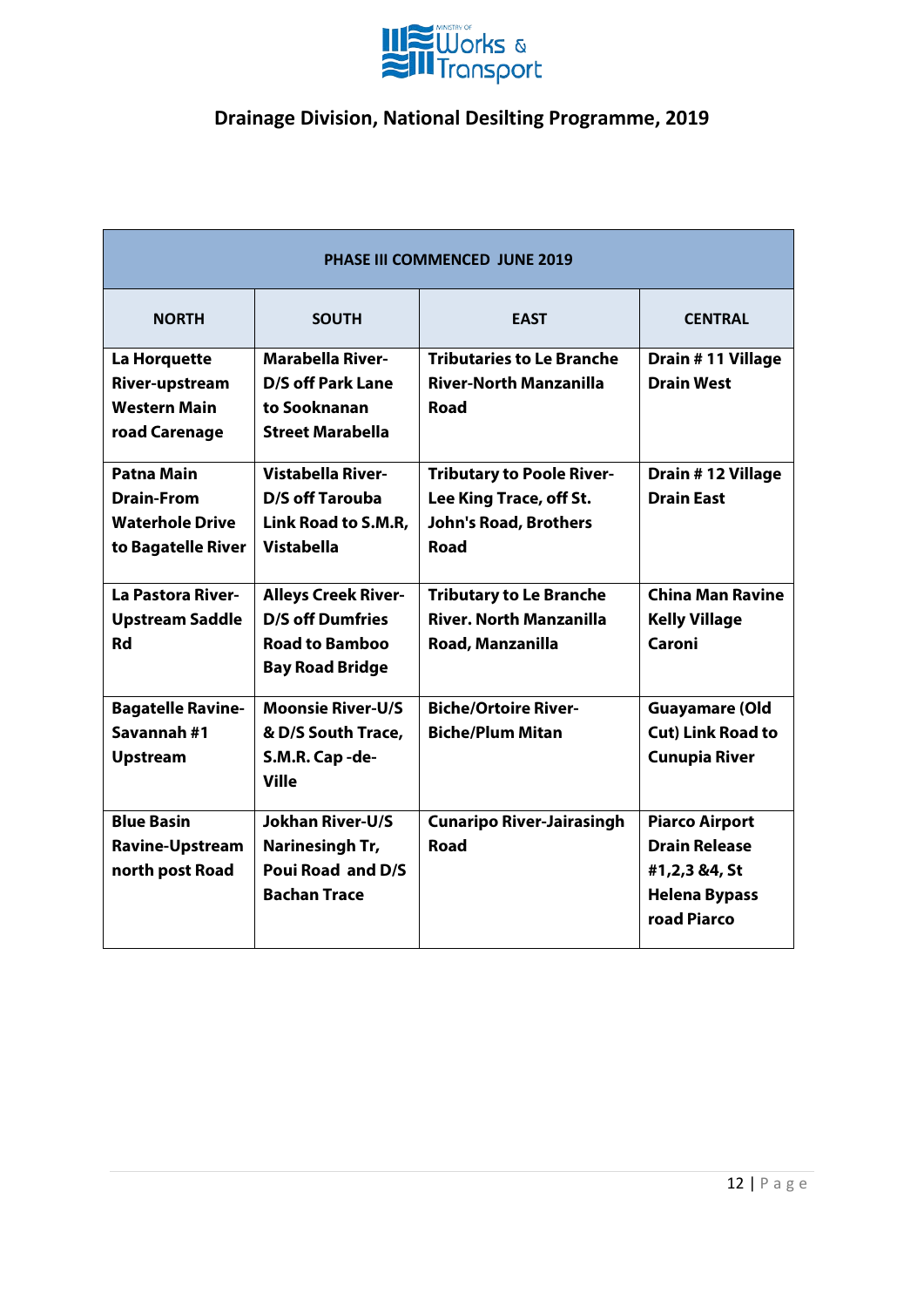## Drainage Division, National Desilting Programme, 2019

| PHASE III COMMENCED JUNE 2019 | | | |
|---|---|---|---|
| **NORTH** | **SOUTH** | **EAST** | **CENTRAL** |
| **La Horquette River-upstream Western Main road Carenage** | **Marabella River-D/S off Park Lane to Sooknanan Street Marabella** | **Tributaries to Le Branche River-North Manzanilla Road** | **Drain # 11 Village Drain West** |
| **Patna Main Drain-From Waterhole Drive to Bagatelle River** | **Vistabella River-D/S off Tarouba Link Road to S.M.R, Vistabella** | **Tributary to Poole River-Lee King Trace, off St. John's Road, Brothers Road** | **Drain # 12 Village Drain East** |
| **La Pastora River-Upstream Saddle Rd** | **Alleys Creek River-D/S off Dumfries Road to Bamboo Bay Road Bridge** | **Tributary to Le Branche River. North Manzanilla Road, Manzanilla** | **China Man Ravine Kelly Village Caroni** |
| **Bagatelle Ravine-Savannah #1 Upstream** | **Moonsie River-U/S & D/S South Trace, S.M.R. Cap -de-Ville** | **Biche/Ortoire River-Biche/Plum Mitan** | **Guayamare (Old Cut) Link Road to Cunupia River** |
| **Blue Basin Ravine-Upstream north post Road** | **Jokhan River-U/S Narinesingh Tr, Poui Road and D/S Bachan Trace** | **Cunaripo River-Jairasingh Road** | **Piarco Airport Drain Release #1,2,3 &4, St Helena Bypass road Piarco** |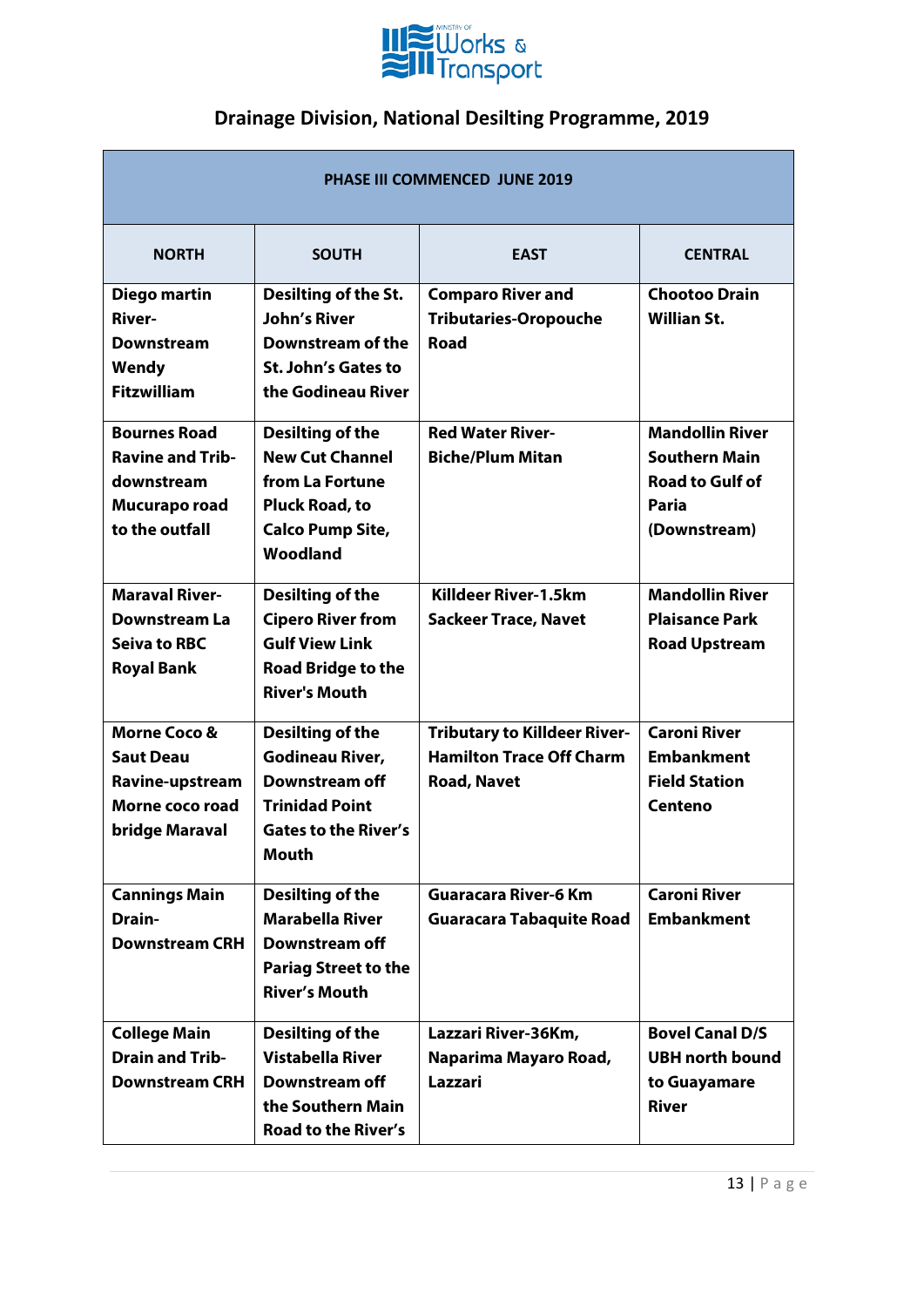# Drainage Division, National Desilting Programme, 2019

| PHASE III COMMENCED JUNE 2019 | | | |
|---|---|---|---|
| **NORTH** | **SOUTH** | **EAST** | **CENTRAL** |
| **Diego martin River- Downstream Wendy Fitzwilliam** | **Desilting of the St. John's River Downstream of the St. John's Gates to the Godineau River** | **Comparo River and Tributaries-Oropouche Road** | **Chootoo Drain Willian St.** |
| **Bournes Road Ravine and Trib- downstream Mucurapo road to the outfall** | **Desilting of the New Cut Channel from La Fortune Pluck Road, to Calco Pump Site, Woodland** | **Red Water River- Biche/Plum Mitan** | **Mandollin River Southern Main Road to Gulf of Paria (Downstream)** |
| **Maraval River- Downstream La Seiva to RBC Royal Bank** | **Desilting of the Cipero River from Gulf View Link Road Bridge to the River's Mouth** | **Killdeer River-1.5km Sackeer Trace, Navet** | **Mandollin River Plaisance Park Road Upstream** |
| **Morne Coco & Saut Deau Ravine-upstream Morne coco road bridge Maraval** | **Desilting of the Godineau River, Downstream off Trinidad Point Gates to the River's Mouth** | **Tributary to Killdeer River- Hamilton Trace Off Charm Road, Navet** | **Caroni River Embankment Field Station Centeno** |
| **Cannings Main Drain- Downstream CRH** | **Desilting of the Marabella River Downstream off Pariag Street to the River's Mouth** | **Guaracara River-6 Km Guaracara Tabaquite Road** | **Caroni River Embankment** |
| **College Main Drain and Trib- Downstream CRH** | **Desilting of the Vistabella River Downstream off the Southern Main Road to the River's** | **Lazzari River-36Km, Naparima Mayaro Road, Lazzari** | **Bovel Canal D/S UBH north bound to Guayamare River** |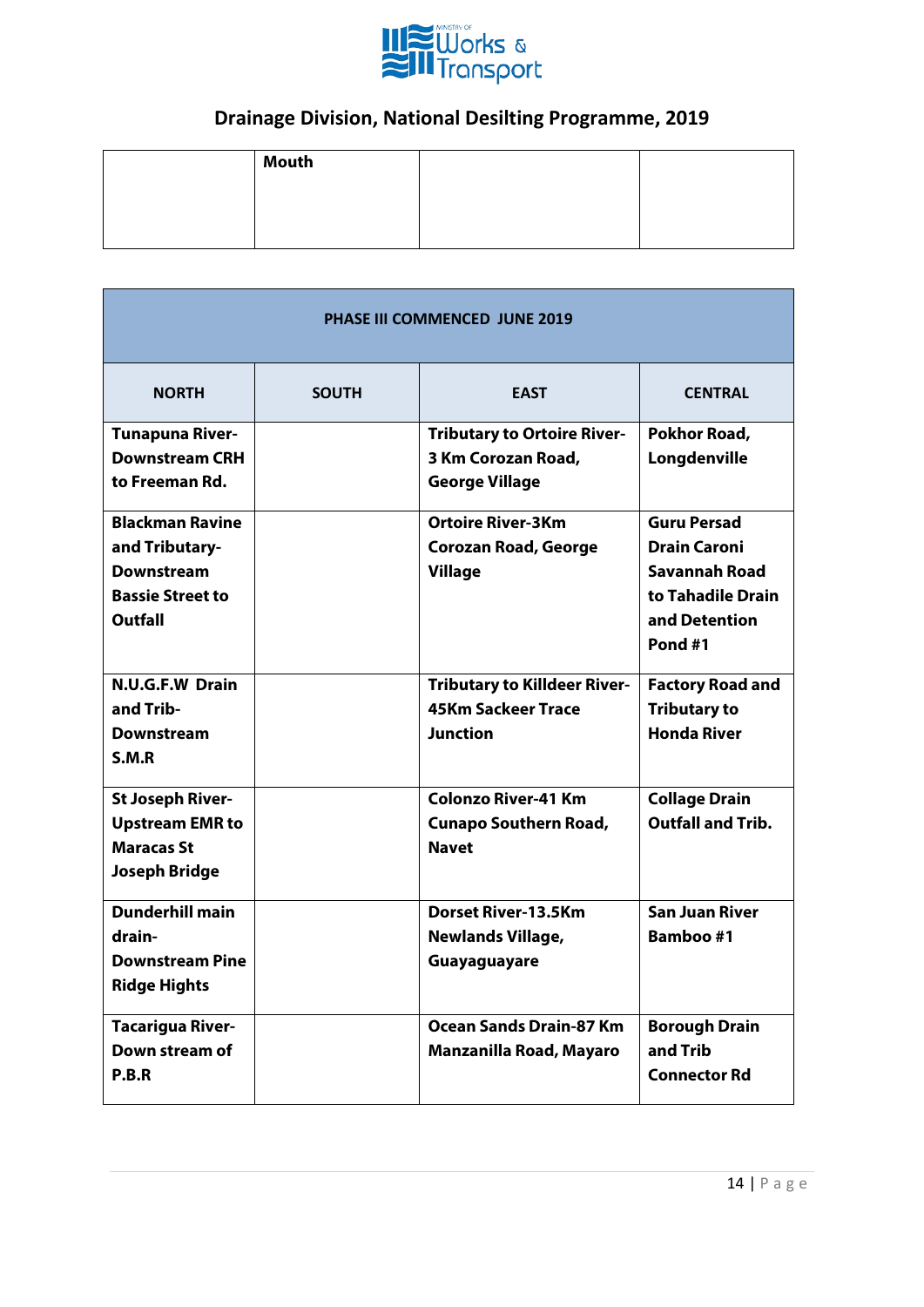## Drainage Division, National Desilting Programme, 2019

| | Mouth | | |
|---|---|---|---|

| PHASE III COMMENCED JUNE 2019 | | | |
|---|---|---|---|
| **NORTH** | **SOUTH** | **EAST** | **CENTRAL** |
| **Tunapuna River-Downstream CRH to Freeman Rd.** | | **Tributary to Ortoire River-3 Km Corozan Road, George Village** | **Pokhor Road, Longdenville** |
| **Blackman Ravine and Tributary-Downstream Bassie Street to Outfall** | | **Ortoire River-3Km Corozan Road, George Village** | **Guru Persad Drain Caroni Savannah Road to Tahadile Drain and Detention Pond #1** |
| **N.U.G.F.W Drain and Trib-Downstream S.M.R** | | **Tributary to Killdeer River-45Km Sackeer Trace Junction** | **Factory Road and Tributary to Honda River** |
| **St Joseph River-Upstream EMR to Maracas St Joseph Bridge** | | **Colonzo River-41 Km Cunapo Southern Road, Navet** | **Collage Drain Outfall and Trib.** |
| **Dunderhill main drain-Downstream Pine Ridge Hights** | | **Dorset River-13.5Km Newlands Village, Guayaguayare** | **San Juan River Bamboo #1** |
| **Tacarigua River-Down stream of P.B.R** | | **Ocean Sands Drain-87 Km Manzanilla Road, Mayaro** | **Borough Drain and Trib Connector Rd** |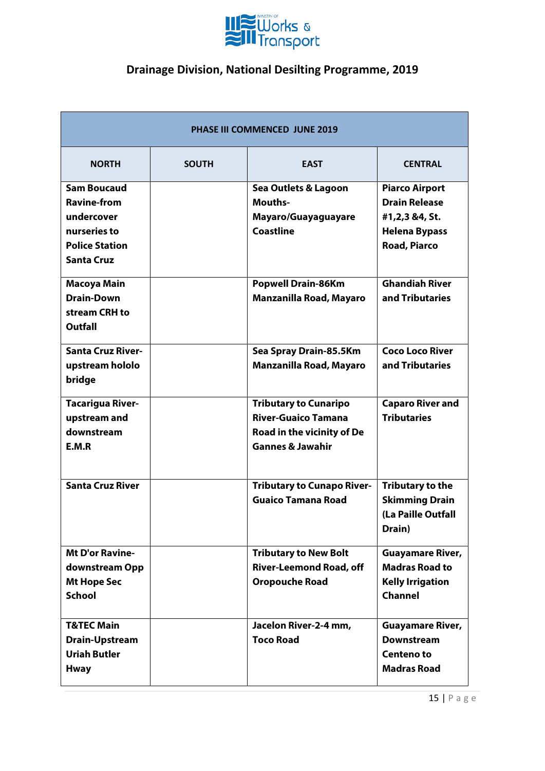## Drainage Division, National Desilting Programme, 2019

| PHASE III COMMENCED JUNE 2019 | | | |
|---|---|---|---|
| **NORTH** | **SOUTH** | **EAST** | **CENTRAL** |
| **Sam Boucaud Ravine-from undercover nurseries to Police Station Santa Cruz** | | **Sea Outlets & Lagoon Mouths- Mayaro/Guayaguayare Coastline** | **Piarco Airport Drain Release #1,2,3 &4, St. Helena Bypass Road, Piarco** |
| **Macoya Main Drain-Down stream CRH to Outfall** | | **Popwell Drain-86Km Manzanilla Road, Mayaro** | **Ghandiah River and Tributaries** |
| **Santa Cruz River-upstream hololo bridge** | | **Sea Spray Drain-85.5Km Manzanilla Road, Mayaro** | **Coco Loco River and Tributaries** |
| **Tacarigua River-upstream and downstream E.M.R** | | **Tributary to Cunaripo River-Guaico Tamana Road in the vicinity of De Gannes & Jawahir** | **Caparo River and Tributaries** |
| **Santa Cruz River** | | **Tributary to Cunapo River-Guaico Tamana Road** | **Tributary to the Skimming Drain (La Paille Outfall Drain)** |
| **Mt D'or Ravine-downstream Opp Mt Hope Sec School** | | **Tributary to New Bolt River-Leemond Road, off Oropouche Road** | **Guayamare River, Madras Road to Kelly Irrigation Channel** |
| **T&TEC Main Drain-Upstream Uriah Butler Hway** | | **Jacelon River-2-4 mm, Toco Road** | **Guayamare River, Downstream Centeno to Madras Road** |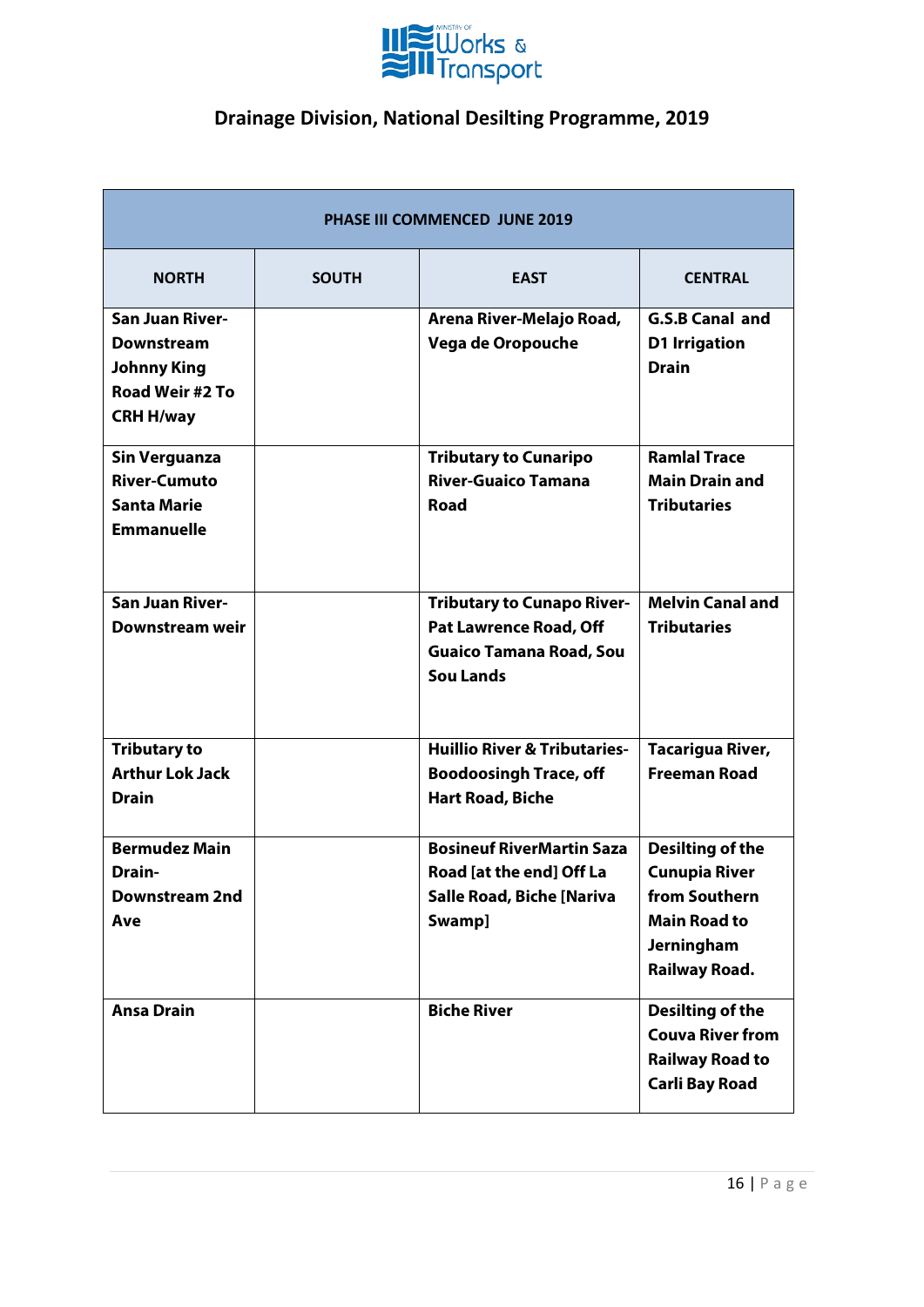## Drainage Division, National Desilting Programme, 2019

| PHASE III COMMENCED JUNE 2019 | | | |
|---|---|---|---|
| **NORTH** | **SOUTH** | **EAST** | **CENTRAL** |
| **San Juan River-Downstream Johnny King Road Weir #2 To CRH H/way** | | **Arena River-Melajo Road, Vega de Oropouche** | **G.S.B Canal and D1 Irrigation Drain** |
| **Sin Verguanza River-Cumuto Santa Marie Emmanuelle** | | **Tributary to Cunaripo River-Guaico Tamana Road** | **Ramlal Trace Main Drain and Tributaries** |
| **San Juan River-Downstream weir** | | **Tributary to Cunapo River-Pat Lawrence Road, Off Guaico Tamana Road, Sou Sou Lands** | **Melvin Canal and Tributaries** |
| **Tributary to Arthur Lok Jack Drain** | | **Huillio River & Tributaries-Boodoosingh Trace, off Hart Road, Biche** | **Tacarigua River, Freeman Road** |
| **Bermudez Main Drain-Downstream 2nd Ave** | | **Bosineuf RiverMartin Saza Road [at the end] Off La Salle Road, Biche [Nariva Swamp]** | **Desilting of the Cunupia River from Southern Main Road to Jerningham Railway Road.** |
| **Ansa Drain** | | **Biche River** | **Desilting of the Couva River from Railway Road to Carli Bay Road** |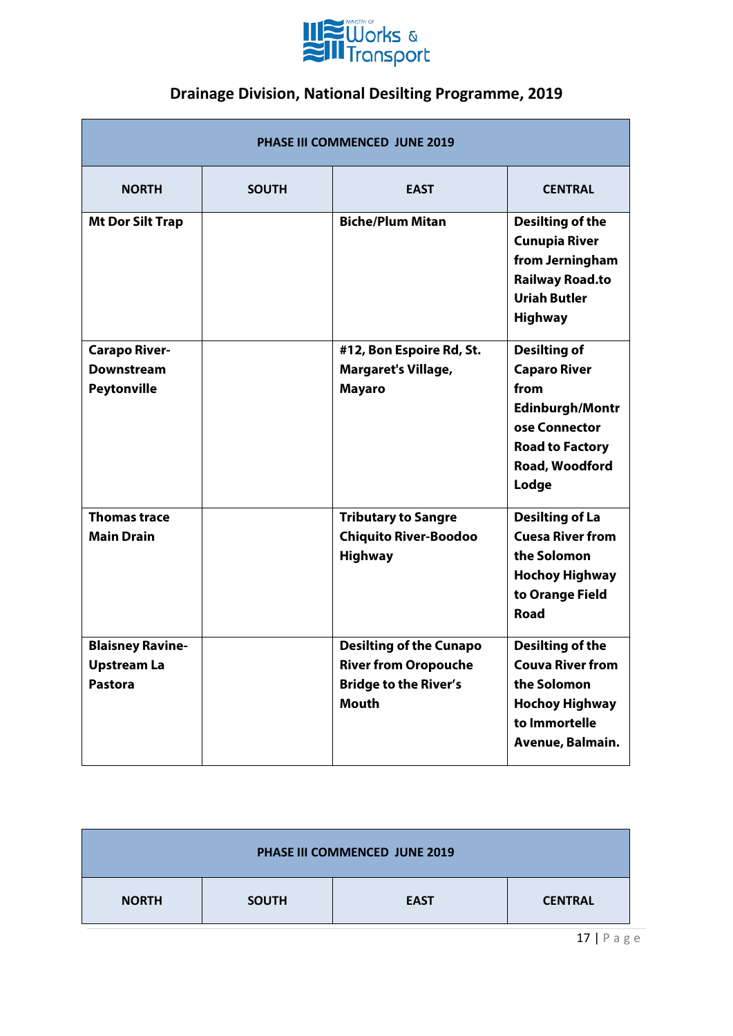## Drainage Division, National Desilting Programme, 2019

| PHASE III COMMENCED JUNE 2019 | | | |
|---|---|---|---|
| **NORTH** | **SOUTH** | **EAST** | **CENTRAL** |
| **Mt Dor Silt Trap** | | **Biche/Plum Mitan** | **Desilting of the Cunupia River from Jerningham Railway Road.to Uriah Butler Highway** |
| **Carapo River-Downstream Peytonville** | | **#12, Bon Espoire Rd, St. Margaret's Village, Mayaro** | **Desilting of Caparo River from Edinburgh/Montrose Connector Road to Factory Road, Woodford Lodge** |
| **Thomas trace Main Drain** | | **Tributary to Sangre Chiquito River-Boodoo Highway** | **Desilting of La Cuesa River from the Solomon Hochoy Highway to Orange Field Road** |
| **Blaisney Ravine-Upstream La Pastora** | | **Desilting of the Cunapo River from Oropouche Bridge to the River's Mouth** | **Desilting of the Couva River from the Solomon Hochoy Highway to Immortelle Avenue, Balmain.** |

| PHASE III COMMENCED JUNE 2019 | | | |
|---|---|---|---|
| **NORTH** | **SOUTH** | **EAST** | **CENTRAL** |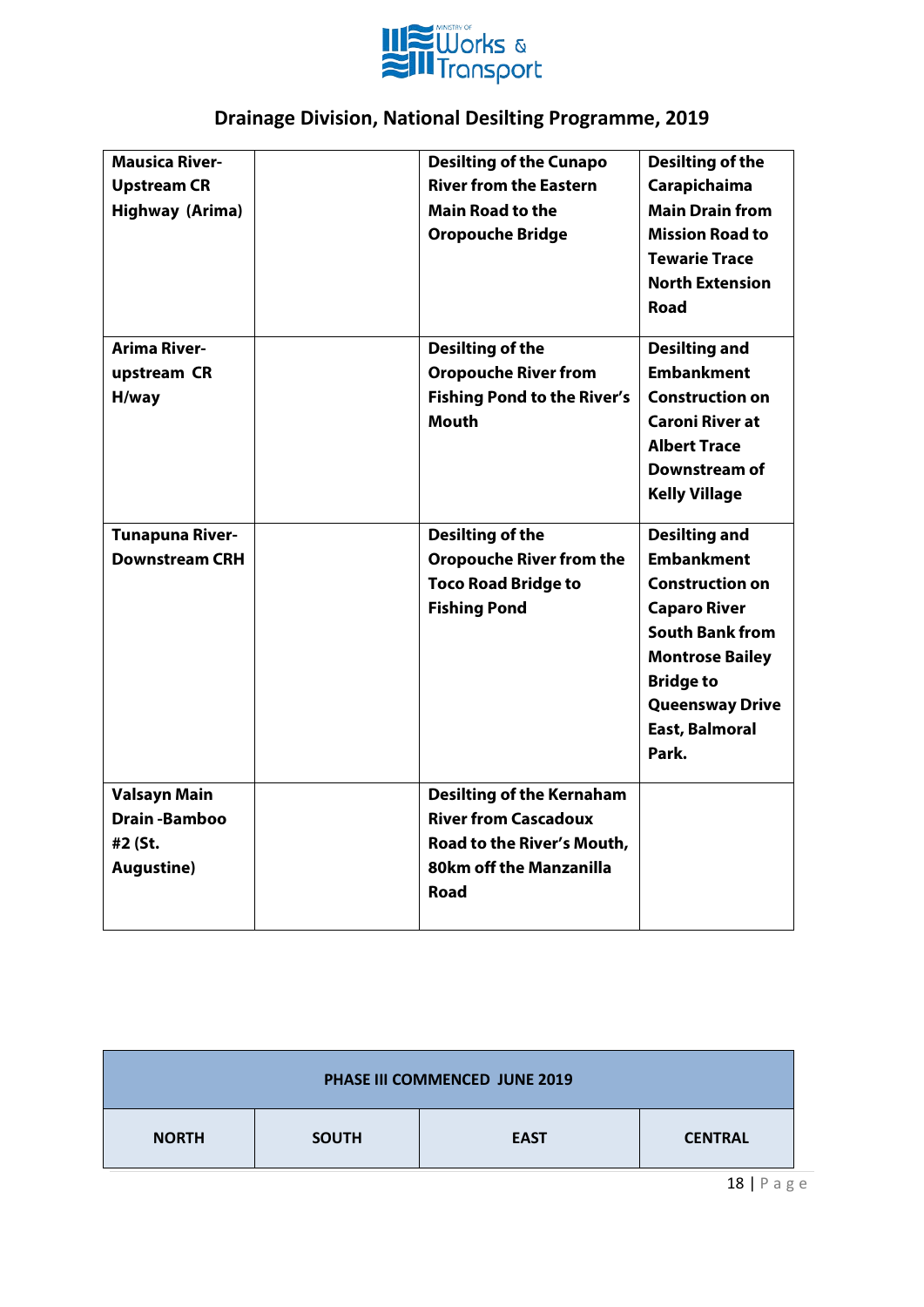## Drainage Division, National Desilting Programme, 2019

| | | | |
|---|---|---|---|
| **Mausica River- Upstream CR Highway (Arima)** | | **Desilting of the Cunapo River from the Eastern Main Road to the Oropouche Bridge** | **Desilting of the Carapichaima Main Drain from Mission Road to Tewarie Trace North Extension Road** |
| **Arima River- upstream CR H/way** | | **Desilting of the Oropouche River from Fishing Pond to the River's Mouth** | **Desilting and Embankment Construction on Caroni River at Albert Trace Downstream of Kelly Village** |
| **Tunapuna River- Downstream CRH** | | **Desilting of the Oropouche River from the Toco Road Bridge to Fishing Pond** | **Desilting and Embankment Construction on Caparo River South Bank from Montrose Bailey Bridge to Queensway Drive East, Balmoral Park.** |
| **Valsayn Main Drain -Bamboo #2 (St. Augustine)** | | **Desilting of the Kernaham River from Cascadoux Road to the River's Mouth, 80km off the Manzanilla Road** | |

| PHASE III COMMENCED JUNE 2019 | | | |
|---|---|---|---|
| **NORTH** | **SOUTH** | **EAST** | **CENTRAL** |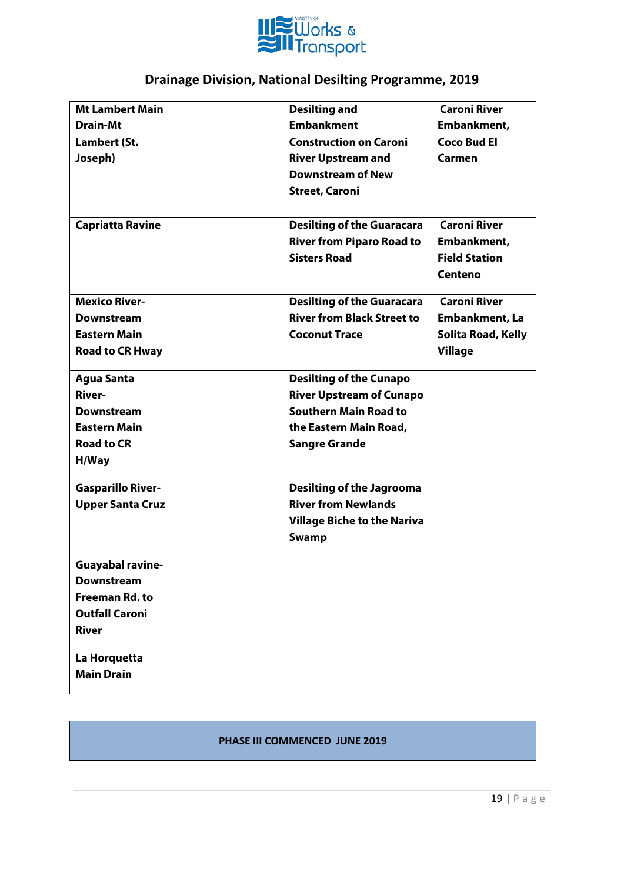## Drainage Division, National Desilting Programme, 2019

| | | | |
|---|---|---|---|
| **Mt Lambert Main Drain-Mt Lambert (St. Joseph)** | | **Desilting and Embankment Construction on Caroni River Upstream and Downstream of New Street, Caroni** | **Caroni River Embankment, Coco Bud El Carmen** |
| **Capriatta Ravine** | | **Desilting of the Guaracara River from Piparo Road to Sisters Road** | **Caroni River Embankment, Field Station Centeno** |
| **Mexico River-Downstream Eastern Main Road to CR Hway** | | **Desilting of the Guaracara River from Black Street to Coconut Trace** | **Caroni River Embankment, La Solita Road, Kelly Village** |
| **Agua Santa River-Downstream Eastern Main Road to CR H/Way** | | **Desilting of the Cunapo River Upstream of Cunapo Southern Main Road to the Eastern Main Road, Sangre Grande** | |
| **Gasparillo River-Upper Santa Cruz** | | **Desilting of the Jagrooma River from Newlands Village Biche to the Nariva Swamp** | |
| **Guayabal ravine-Downstream Freeman Rd. to Outfall Caroni River** | | | |
| **La Horquetta Main Drain** | | | |

**PHASE III COMMENCED JUNE 2019**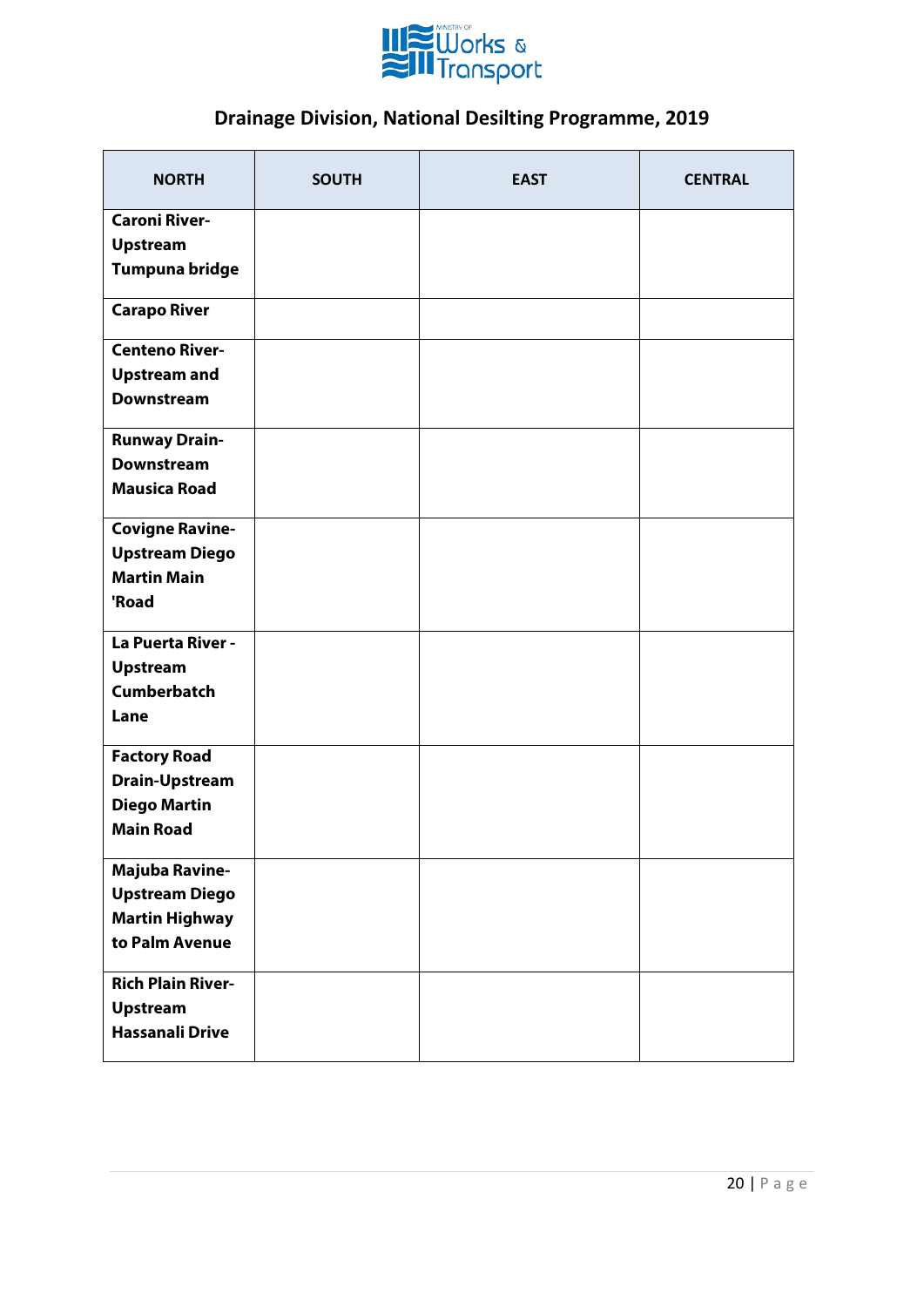## Drainage Division, National Desilting Programme, 2019

| NORTH | SOUTH | EAST | CENTRAL |
|---|---|---|---|
| **Caroni River- Upstream Tumpuna bridge** | | | |
| **Carapo River** | | | |
| **Centeno River- Upstream and Downstream** | | | |
| **Runway Drain- Downstream Mausica Road** | | | |
| **Covigne Ravine- Upstream Diego Martin Main 'Road** | | | |
| **La Puerta River - Upstream Cumberbatch Lane** | | | |
| **Factory Road Drain-Upstream Diego Martin Main Road** | | | |
| **Majuba Ravine- Upstream Diego Martin Highway to Palm Avenue** | | | |
| **Rich Plain River- Upstream Hassanali Drive** | | | |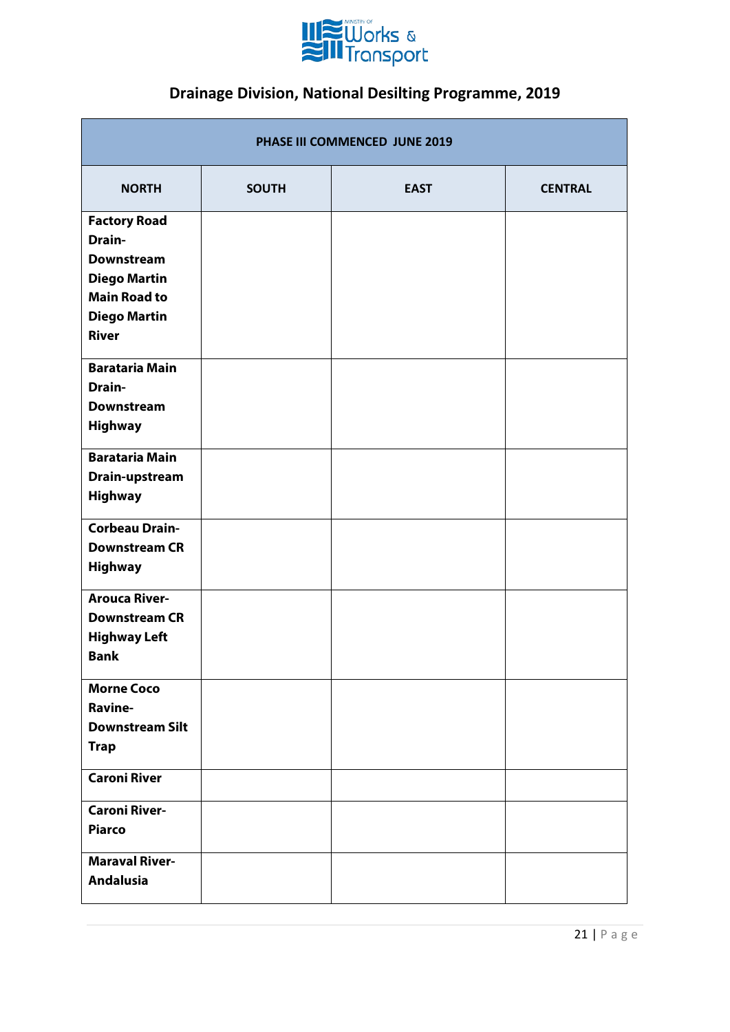# Drainage Division, National Desilting Programme, 2019

| PHASE III COMMENCED JUNE 2019 | | | |
|---|---|---|---|
| **NORTH** | **SOUTH** | **EAST** | **CENTRAL** |
| **Factory Road Drain-Downstream Diego Martin Main Road to Diego Martin River** | | | |
| **Barataria Main Drain-Downstream Highway** | | | |
| **Barataria Main Drain-upstream Highway** | | | |
| **Corbeau Drain-Downstream CR Highway** | | | |
| **Arouca River-Downstream CR Highway Left Bank** | | | |
| **Morne Coco Ravine-Downstream Silt Trap** | | | |
| **Caroni River** | | | |
| **Caroni River-Piarco** | | | |
| **Maraval River-Andalusia** | | | |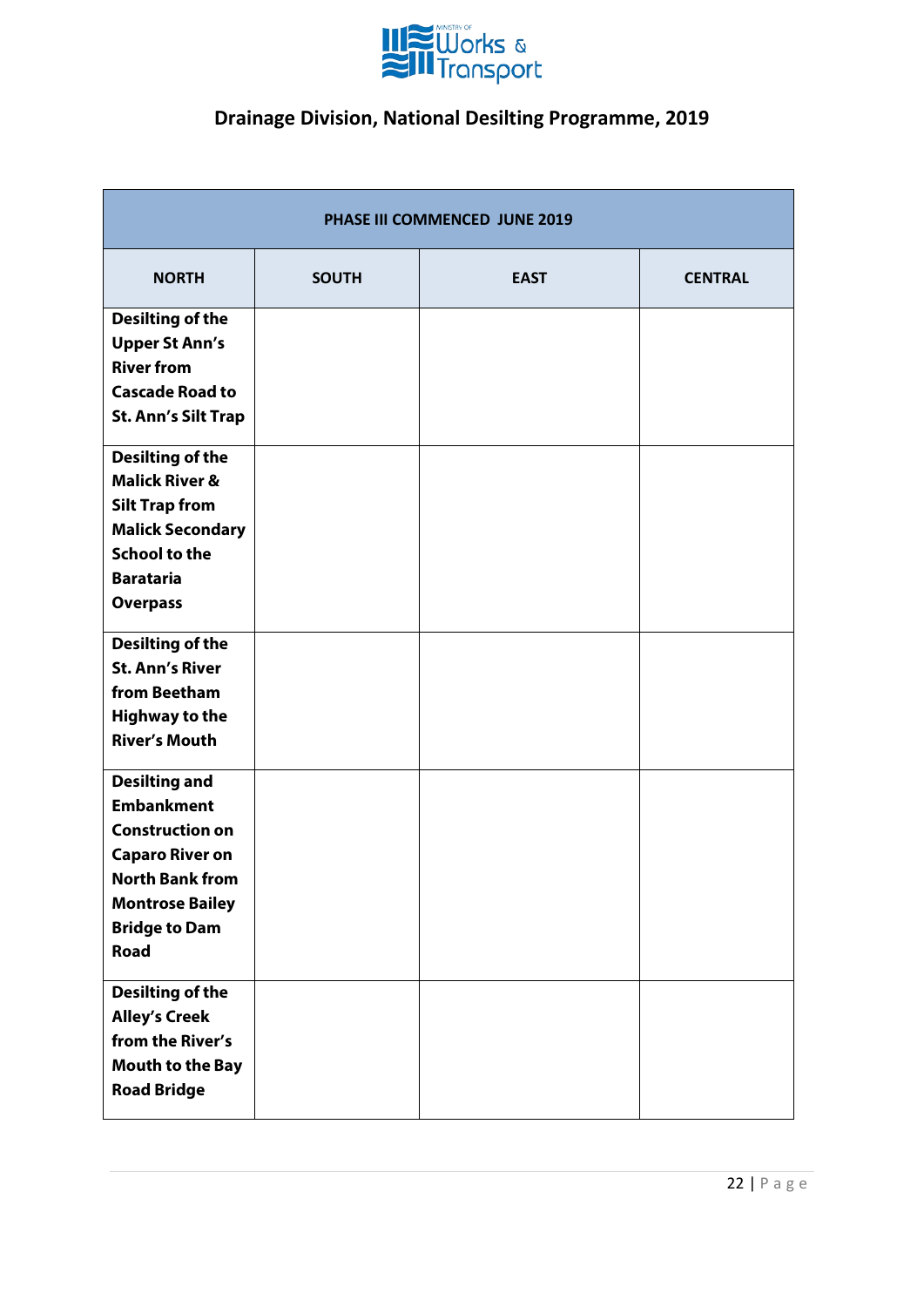## Drainage Division, National Desilting Programme, 2019

| PHASE III COMMENCED JUNE 2019 | | | |
|---|---|---|---|
| **NORTH** | **SOUTH** | **EAST** | **CENTRAL** |
| **Desilting of the Upper St Ann's River from Cascade Road to St. Ann's Silt Trap** | | | |
| **Desilting of the Malick River & Silt Trap from Malick Secondary School to the Barataria Overpass** | | | |
| **Desilting of the St. Ann's River from Beetham Highway to the River's Mouth** | | | |
| **Desilting and Embankment Construction on Caparo River on North Bank from Montrose Bailey Bridge to Dam Road** | | | |
| **Desilting of the Alley's Creek from the River's Mouth to the Bay Road Bridge** | | | |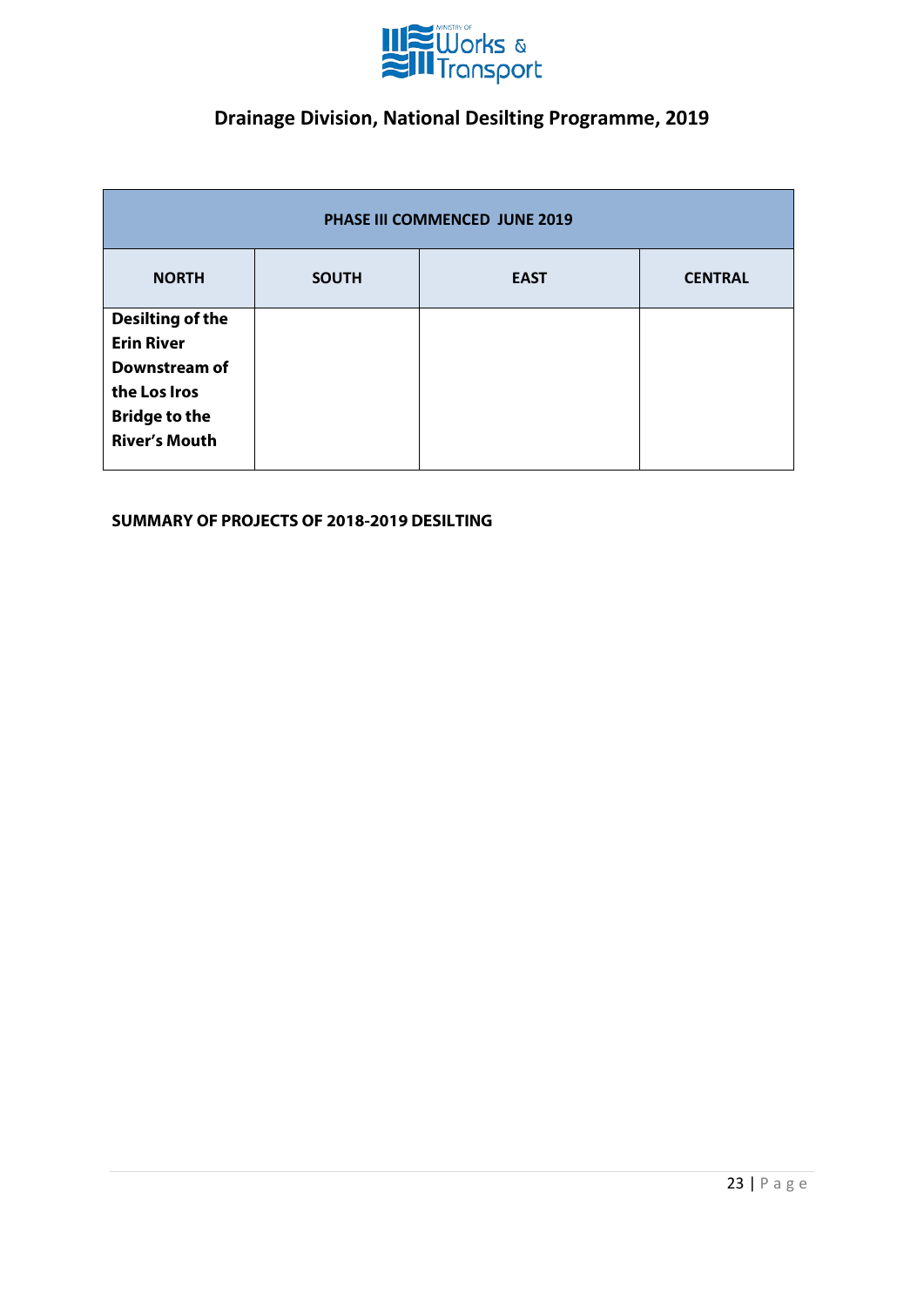# Drainage Division, National Desilting Programme, 2019

| PHASE III COMMENCED JUNE 2019 | | | |
|---|---|---|---|
| **NORTH** | **SOUTH** | **EAST** | **CENTRAL** |
| **Desilting of the Erin River Downstream of the Los Iros Bridge to the River's Mouth** | | | |

**SUMMARY OF PROJECTS OF 2018-2019 DESILTING**